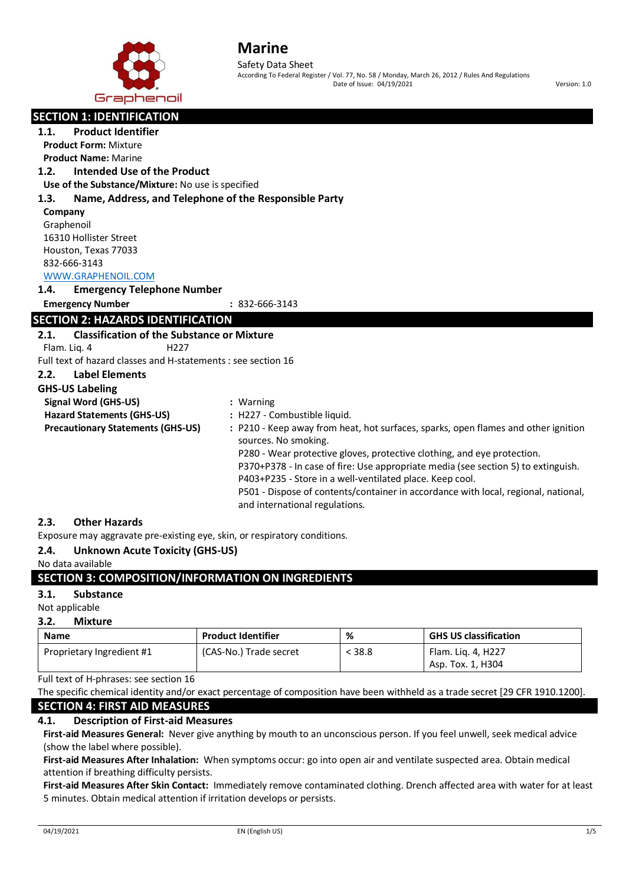# Marine

Safety Data Sheet

According To Federal Register / Vol. 77, No. 58 / Monday, March 26, 2012 / Rules And Regulations

Date of Issue: 04/19/2021

Version: 1.0

## SECTION 1: IDENTIFICATION

### 1.1. Product Identifier

**Product Form:** Mixture

**Product Name:** Marine

### 1.2. Intended Use of the Product

**Use of the Substance/Mixture:** No use is specified

### 1.3. Name, Address, and Telephone of the Responsible Party

**Company**

Graphenoil
16310 Hollister Street
Houston, Texas 77033
832-666-3143
WWW.GRAPHENOIL.COM

### 1.4. Emergency Telephone Number

**Emergency Number** : 832-666-3143

## SECTION 2: HAZARDS IDENTIFICATION

### 2.1. Classification of the Substance or Mixture

Flam. Liq. 4 H227

Full text of hazard classes and H-statements : see section 16

### 2.2. Label Elements

**GHS-US Labeling**

**Signal Word (GHS-US)** : Warning

**Hazard Statements (GHS-US)** : H227 - Combustible liquid.

**Precautionary Statements (GHS-US)** : P210 - Keep away from heat, hot surfaces, sparks, open flames and other ignition sources. No smoking.
P280 - Wear protective gloves, protective clothing, and eye protection.
P370+P378 - In case of fire: Use appropriate media (see section 5) to extinguish.
P403+P235 - Store in a well-ventilated place. Keep cool.
P501 - Dispose of contents/container in accordance with local, regional, national, and international regulations.

### 2.3. Other Hazards

Exposure may aggravate pre-existing eye, skin, or respiratory conditions.

### 2.4. Unknown Acute Toxicity (GHS-US)

No data available

## SECTION 3: COMPOSITION/INFORMATION ON INGREDIENTS

### 3.1. Substance

Not applicable

### 3.2. Mixture

| Name | Product Identifier | % | GHS US classification |
|---|---|---|---|
| Proprietary Ingredient #1 | (CAS-No.) Trade secret | < 38.8 | Flam. Liq. 4, H227<br>Asp. Tox. 1, H304 |

Full text of H-phrases: see section 16

The specific chemical identity and/or exact percentage of composition have been withheld as a trade secret [29 CFR 1910.1200].

## SECTION 4: FIRST AID MEASURES

### 4.1. Description of First-aid Measures

**First-aid Measures General:** Never give anything by mouth to an unconscious person. If you feel unwell, seek medical advice (show the label where possible).

**First-aid Measures After Inhalation:** When symptoms occur: go into open air and ventilate suspected area. Obtain medical attention if breathing difficulty persists.

**First-aid Measures After Skin Contact:** Immediately remove contaminated clothing. Drench affected area with water for at least 5 minutes. Obtain medical attention if irritation develops or persists.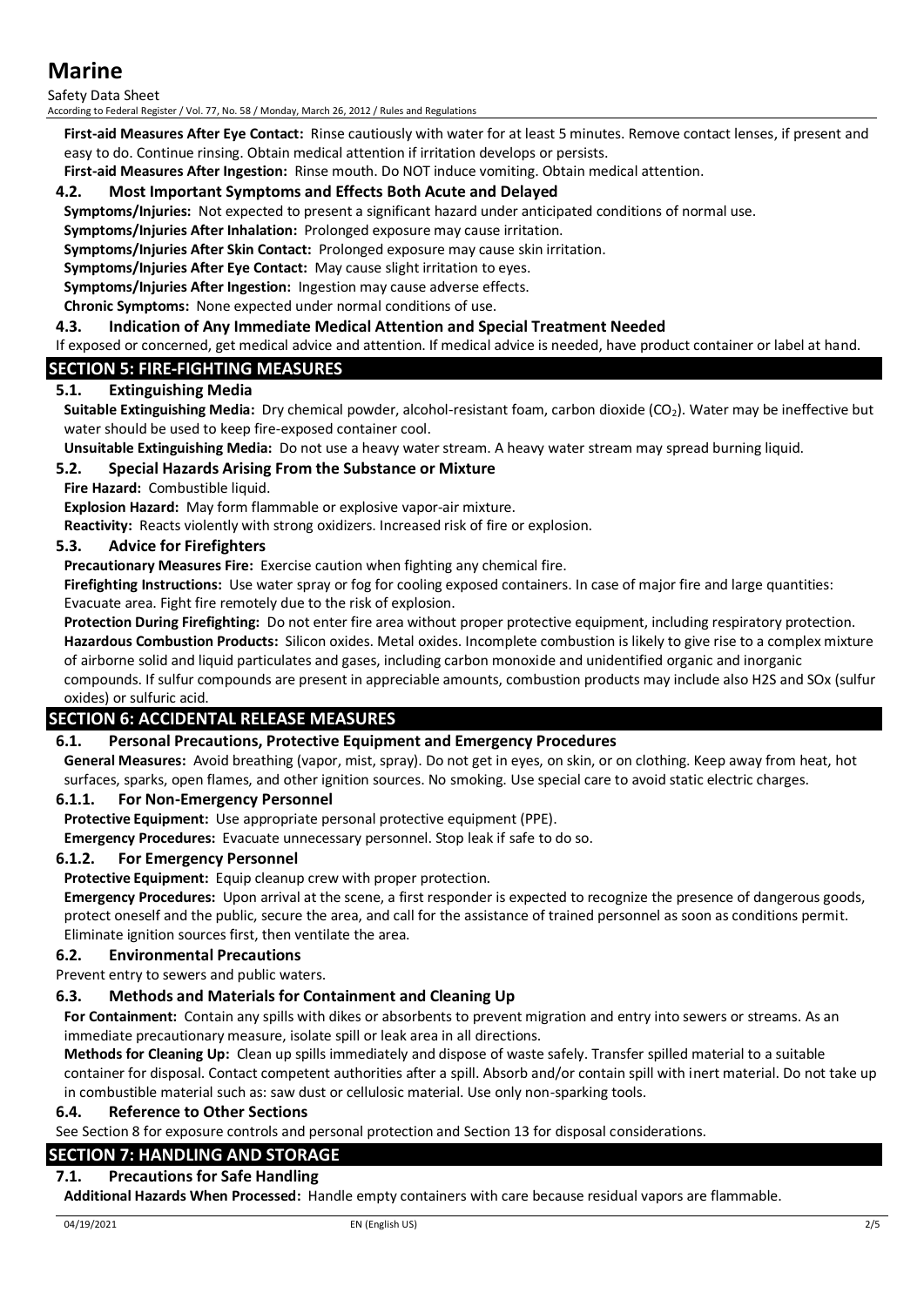**First-aid Measures After Eye Contact:** Rinse cautiously with water for at least 5 minutes. Remove contact lenses, if present and easy to do. Continue rinsing. Obtain medical attention if irritation develops or persists.

**First-aid Measures After Ingestion:** Rinse mouth. Do NOT induce vomiting. Obtain medical attention.

### 4.2. Most Important Symptoms and Effects Both Acute and Delayed

**Symptoms/Injuries:** Not expected to present a significant hazard under anticipated conditions of normal use.

**Symptoms/Injuries After Inhalation:** Prolonged exposure may cause irritation.

**Symptoms/Injuries After Skin Contact:** Prolonged exposure may cause skin irritation.

**Symptoms/Injuries After Eye Contact:** May cause slight irritation to eyes.

**Symptoms/Injuries After Ingestion:** Ingestion may cause adverse effects.

**Chronic Symptoms:** None expected under normal conditions of use.

### 4.3. Indication of Any Immediate Medical Attention and Special Treatment Needed

If exposed or concerned, get medical advice and attention. If medical advice is needed, have product container or label at hand.

## SECTION 5: FIRE-FIGHTING MEASURES

### 5.1. Extinguishing Media

**Suitable Extinguishing Media:** Dry chemical powder, alcohol-resistant foam, carbon dioxide ($CO_2$). Water may be ineffective but water should be used to keep fire-exposed container cool.

**Unsuitable Extinguishing Media:** Do not use a heavy water stream. A heavy water stream may spread burning liquid.

### 5.2. Special Hazards Arising From the Substance or Mixture

**Fire Hazard:** Combustible liquid.

**Explosion Hazard:** May form flammable or explosive vapor-air mixture.

**Reactivity:** Reacts violently with strong oxidizers. Increased risk of fire or explosion.

### 5.3. Advice for Firefighters

**Precautionary Measures Fire:** Exercise caution when fighting any chemical fire.

**Firefighting Instructions:** Use water spray or fog for cooling exposed containers. In case of major fire and large quantities: Evacuate area. Fight fire remotely due to the risk of explosion.

**Protection During Firefighting:** Do not enter fire area without proper protective equipment, including respiratory protection.

**Hazardous Combustion Products:** Silicon oxides. Metal oxides. Incomplete combustion is likely to give rise to a complex mixture of airborne solid and liquid particulates and gases, including carbon monoxide and unidentified organic and inorganic compounds. If sulfur compounds are present in appreciable amounts, combustion products may include also H2S and SOx (sulfur oxides) or sulfuric acid.

## SECTION 6: ACCIDENTAL RELEASE MEASURES

### 6.1. Personal Precautions, Protective Equipment and Emergency Procedures

**General Measures:** Avoid breathing (vapor, mist, spray). Do not get in eyes, on skin, or on clothing. Keep away from heat, hot surfaces, sparks, open flames, and other ignition sources. No smoking. Use special care to avoid static electric charges.

#### 6.1.1. For Non-Emergency Personnel

**Protective Equipment:** Use appropriate personal protective equipment (PPE).

**Emergency Procedures:** Evacuate unnecessary personnel. Stop leak if safe to do so.

#### 6.1.2. For Emergency Personnel

**Protective Equipment:** Equip cleanup crew with proper protection.

**Emergency Procedures:** Upon arrival at the scene, a first responder is expected to recognize the presence of dangerous goods, protect oneself and the public, secure the area, and call for the assistance of trained personnel as soon as conditions permit. Eliminate ignition sources first, then ventilate the area.

### 6.2. Environmental Precautions

Prevent entry to sewers and public waters.

### 6.3. Methods and Materials for Containment and Cleaning Up

**For Containment:** Contain any spills with dikes or absorbents to prevent migration and entry into sewers or streams. As an immediate precautionary measure, isolate spill or leak area in all directions.

**Methods for Cleaning Up:** Clean up spills immediately and dispose of waste safely. Transfer spilled material to a suitable container for disposal. Contact competent authorities after a spill. Absorb and/or contain spill with inert material. Do not take up in combustible material such as: saw dust or cellulosic material. Use only non-sparking tools.

### 6.4. Reference to Other Sections

See Section 8 for exposure controls and personal protection and Section 13 for disposal considerations.

## SECTION 7: HANDLING AND STORAGE

### 7.1. Precautions for Safe Handling

**Additional Hazards When Processed:** Handle empty containers with care because residual vapors are flammable.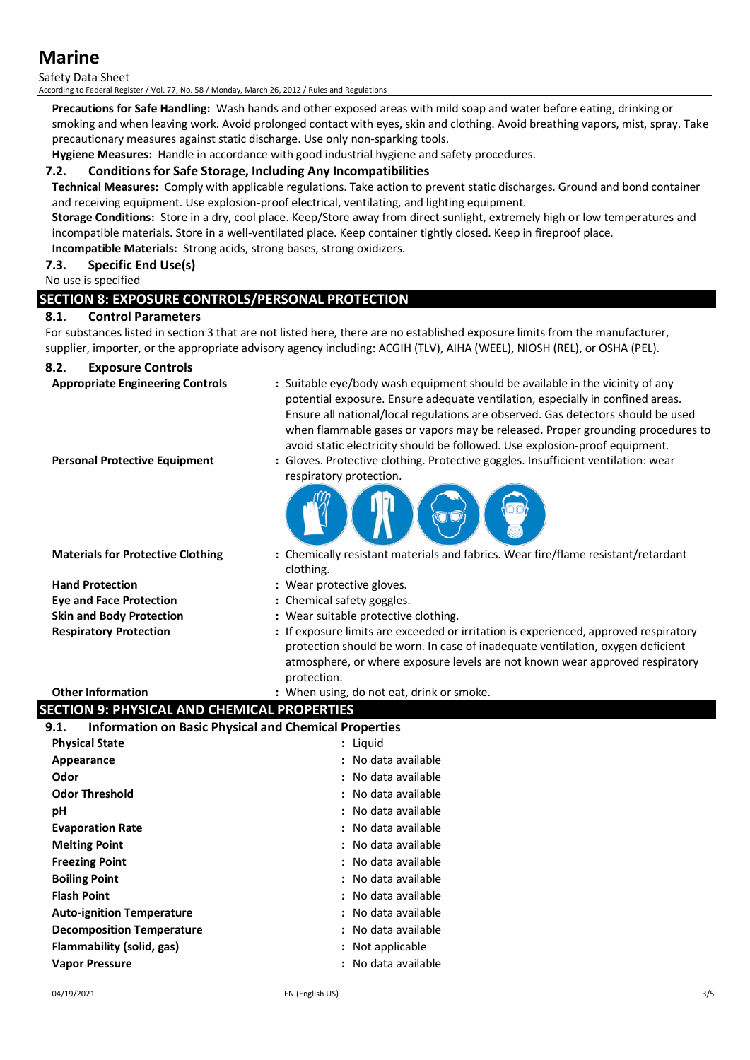**Precautions for Safe Handling:** Wash hands and other exposed areas with mild soap and water before eating, drinking or smoking and when leaving work. Avoid prolonged contact with eyes, skin and clothing. Avoid breathing vapors, mist, spray. Take precautionary measures against static discharge. Use only non-sparking tools.

**Hygiene Measures:** Handle in accordance with good industrial hygiene and safety procedures.

### 7.2. Conditions for Safe Storage, Including Any Incompatibilities

**Technical Measures:** Comply with applicable regulations. Take action to prevent static discharges. Ground and bond container and receiving equipment. Use explosion-proof electrical, ventilating, and lighting equipment.

**Storage Conditions:** Store in a dry, cool place. Keep/Store away from direct sunlight, extremely high or low temperatures and incompatible materials. Store in a well-ventilated place. Keep container tightly closed. Keep in fireproof place.

**Incompatible Materials:** Strong acids, strong bases, strong oxidizers.

### 7.3. Specific End Use(s)

No use is specified

## SECTION 8: EXPOSURE CONTROLS/PERSONAL PROTECTION

### 8.1. Control Parameters

For substances listed in section 3 that are not listed here, there are no established exposure limits from the manufacturer, supplier, importer, or the appropriate advisory agency including: ACGIH (TLV), AIHA (WEEL), NIOSH (REL), or OSHA (PEL).

### 8.2. Exposure Controls

**Appropriate Engineering Controls** : Suitable eye/body wash equipment should be available in the vicinity of any potential exposure. Ensure adequate ventilation, especially in confined areas. Ensure all national/local regulations are observed. Gas detectors should be used when flammable gases or vapors may be released. Proper grounding procedures to avoid static electricity should be followed. Use explosion-proof equipment.

**Personal Protective Equipment** : Gloves. Protective clothing. Protective goggles. Insufficient ventilation: wear respiratory protection.

**Materials for Protective Clothing** : Chemically resistant materials and fabrics. Wear fire/flame resistant/retardant clothing.

**Hand Protection** : Wear protective gloves.

**Eye and Face Protection** : Chemical safety goggles.

**Skin and Body Protection** : Wear suitable protective clothing.

**Respiratory Protection** : If exposure limits are exceeded or irritation is experienced, approved respiratory protection should be worn. In case of inadequate ventilation, oxygen deficient atmosphere, or where exposure levels are not known wear approved respiratory protection.

**Other Information** : When using, do not eat, drink or smoke.

## SECTION 9: PHYSICAL AND CHEMICAL PROPERTIES

### 9.1. Information on Basic Physical and Chemical Properties

| Property | Value |
|---|---|
| **Physical State** | Liquid |
| **Appearance** | No data available |
| **Odor** | No data available |
| **Odor Threshold** | No data available |
| **pH** | No data available |
| **Evaporation Rate** | No data available |
| **Melting Point** | No data available |
| **Freezing Point** | No data available |
| **Boiling Point** | No data available |
| **Flash Point** | No data available |
| **Auto-ignition Temperature** | No data available |
| **Decomposition Temperature** | No data available |
| **Flammability (solid, gas)** | Not applicable |
| **Vapor Pressure** | No data available |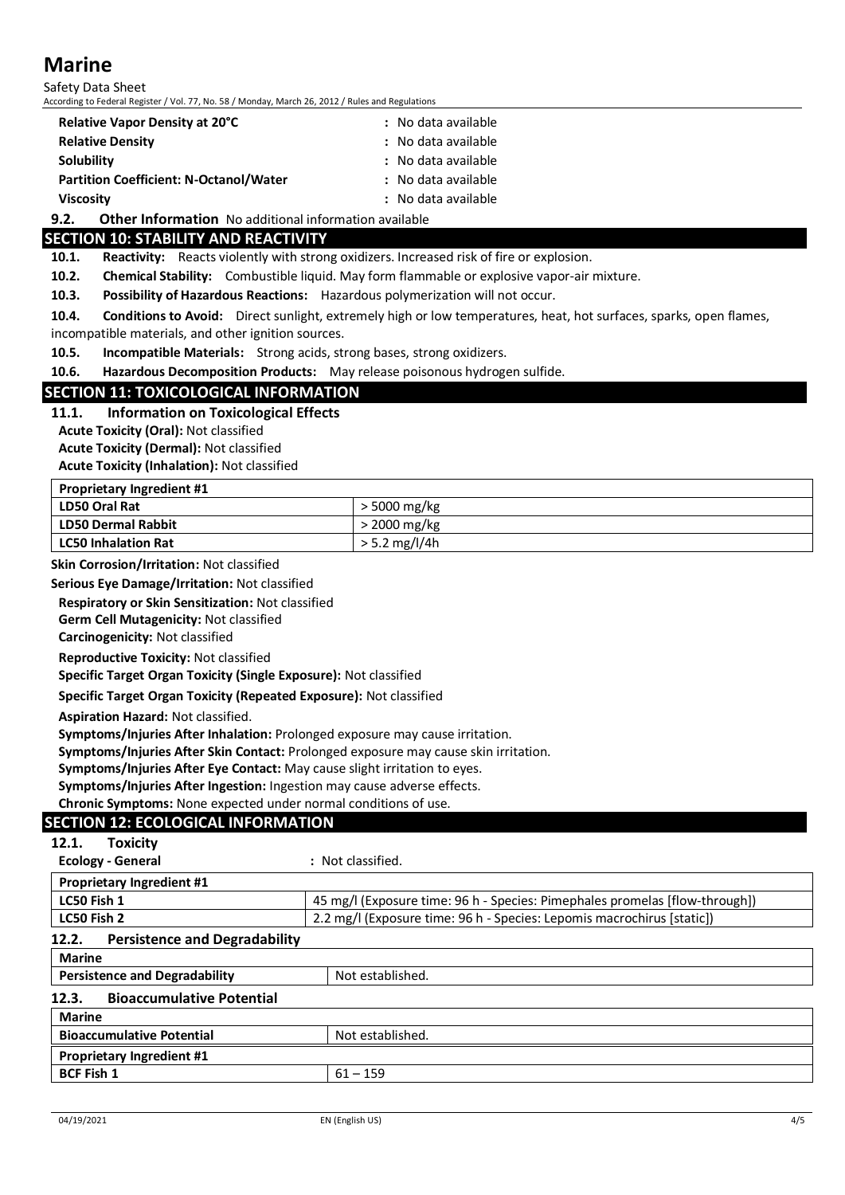| | |
|---|---|
| **Relative Vapor Density at 20°C** | : No data available |
| **Relative Density** | : No data available |
| **Solubility** | : No data available |
| **Partition Coefficient: N-Octanol/Water** | : No data available |
| **Viscosity** | : No data available |

**9.2. Other Information** No additional information available

## SECTION 10: STABILITY AND REACTIVITY

**10.1. Reactivity:** Reacts violently with strong oxidizers. Increased risk of fire or explosion.

**10.2. Chemical Stability:** Combustible liquid. May form flammable or explosive vapor-air mixture.

**10.3. Possibility of Hazardous Reactions:** Hazardous polymerization will not occur.

**10.4. Conditions to Avoid:** Direct sunlight, extremely high or low temperatures, heat, hot surfaces, sparks, open flames, incompatible materials, and other ignition sources.

**10.5. Incompatible Materials:** Strong acids, strong bases, strong oxidizers.

**10.6. Hazardous Decomposition Products:** May release poisonous hydrogen sulfide.

## SECTION 11: TOXICOLOGICAL INFORMATION

**11.1. Information on Toxicological Effects**

**Acute Toxicity (Oral):** Not classified

**Acute Toxicity (Dermal):** Not classified

**Acute Toxicity (Inhalation):** Not classified

| **Proprietary Ingredient #1** | |
|---|---|
| **LD50 Oral Rat** | > 5000 mg/kg |
| **LD50 Dermal Rabbit** | > 2000 mg/kg |
| **LC50 Inhalation Rat** | > 5.2 mg/l/4h |

**Skin Corrosion/Irritation:** Not classified

**Serious Eye Damage/Irritation:** Not classified

**Respiratory or Skin Sensitization:** Not classified

**Germ Cell Mutagenicity:** Not classified

**Carcinogenicity:** Not classified

**Reproductive Toxicity:** Not classified

**Specific Target Organ Toxicity (Single Exposure):** Not classified

**Specific Target Organ Toxicity (Repeated Exposure):** Not classified

**Aspiration Hazard:** Not classified.

**Symptoms/Injuries After Inhalation:** Prolonged exposure may cause irritation.

**Symptoms/Injuries After Skin Contact:** Prolonged exposure may cause skin irritation.

**Symptoms/Injuries After Eye Contact:** May cause slight irritation to eyes.

**Symptoms/Injuries After Ingestion:** Ingestion may cause adverse effects.

**Chronic Symptoms:** None expected under normal conditions of use.

## SECTION 12: ECOLOGICAL INFORMATION

**12.1. Toxicity**

**Ecology - General** : Not classified.

| **Proprietary Ingredient #1** | |
|---|---|
| **LC50 Fish 1** | 45 mg/l (Exposure time: 96 h - Species: Pimephales promelas [flow-through]) |
| **LC50 Fish 2** | 2.2 mg/l (Exposure time: 96 h - Species: Lepomis macrochirus [static]) |

**12.2. Persistence and Degradability**

| **Marine** | |
|---|---|
| **Persistence and Degradability** | Not established. |

**12.3. Bioaccumulative Potential**

| **Marine** | |
|---|---|
| **Bioaccumulative Potential** | Not established. |
| **Proprietary Ingredient #1** | |
| **BCF Fish 1** | 61 – 159 |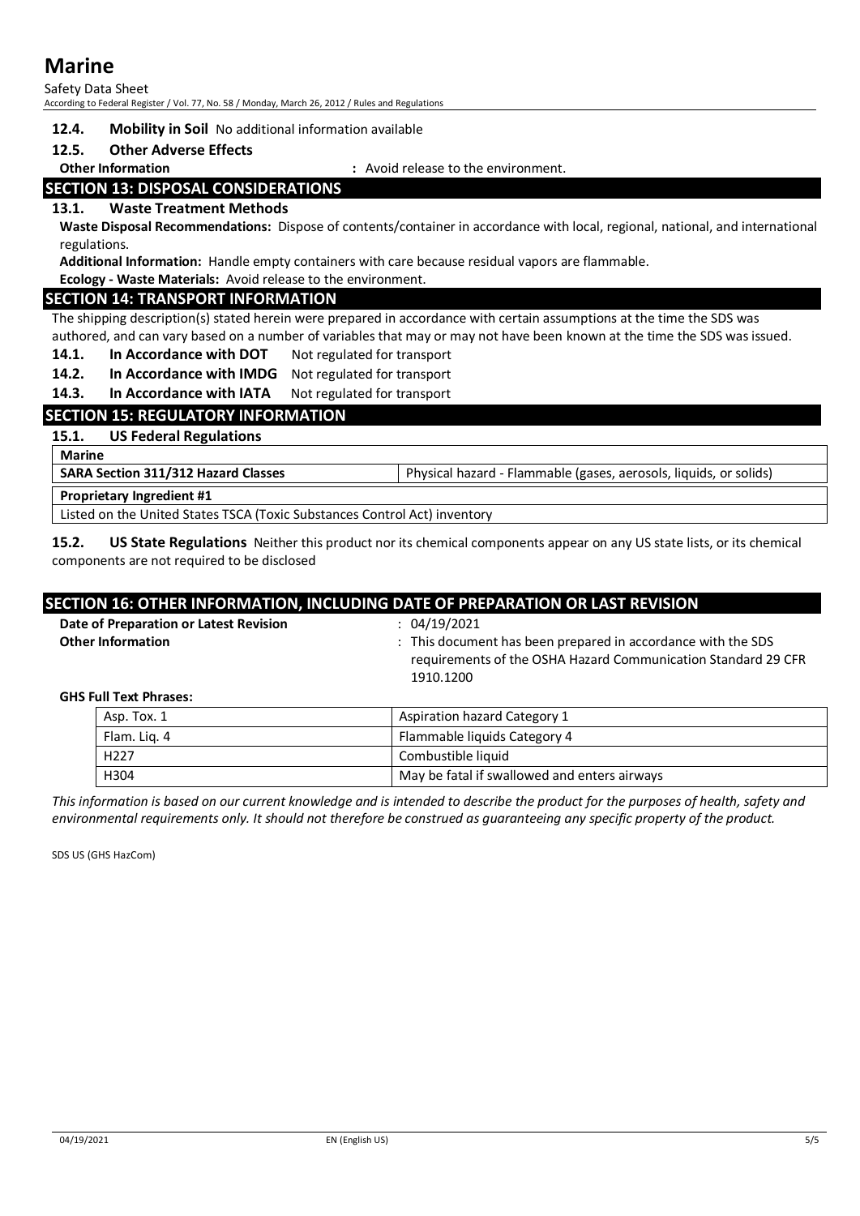**12.4. Mobility in Soil** No additional information available

**12.5. Other Adverse Effects**

**Other Information** : Avoid release to the environment.

## SECTION 13: DISPOSAL CONSIDERATIONS

**13.1. Waste Treatment Methods**

**Waste Disposal Recommendations:** Dispose of contents/container in accordance with local, regional, national, and international regulations.

**Additional Information:** Handle empty containers with care because residual vapors are flammable.

**Ecology - Waste Materials:** Avoid release to the environment.

## SECTION 14: TRANSPORT INFORMATION

The shipping description(s) stated herein were prepared in accordance with certain assumptions at the time the SDS was authored, and can vary based on a number of variables that may or may not have been known at the time the SDS was issued.

**14.1. In Accordance with DOT** Not regulated for transport

**14.2. In Accordance with IMDG** Not regulated for transport

**14.3. In Accordance with IATA** Not regulated for transport

## SECTION 15: REGULATORY INFORMATION

**15.1. US Federal Regulations**

| | |
|---|---|
| **Marine** | |
| **SARA Section 311/312 Hazard Classes** | Physical hazard - Flammable (gases, aerosols, liquids, or solids) |
| **Proprietary Ingredient #1** | |
| Listed on the United States TSCA (Toxic Substances Control Act) inventory | |

**15.2. US State Regulations** Neither this product nor its chemical components appear on any US state lists, or its chemical components are not required to be disclosed

## SECTION 16: OTHER INFORMATION, INCLUDING DATE OF PREPARATION OR LAST REVISION

**Date of Preparation or Latest Revision** : 04/19/2021

**Other Information** : This document has been prepared in accordance with the SDS requirements of the OSHA Hazard Communication Standard 29 CFR 1910.1200

**GHS Full Text Phrases:**

| | |
|---|---|
| Asp. Tox. 1 | Aspiration hazard Category 1 |
| Flam. Liq. 4 | Flammable liquids Category 4 |
| H227 | Combustible liquid |
| H304 | May be fatal if swallowed and enters airways |

*This information is based on our current knowledge and is intended to describe the product for the purposes of health, safety and environmental requirements only. It should not therefore be construed as guaranteeing any specific property of the product.*

SDS US (GHS HazCom)